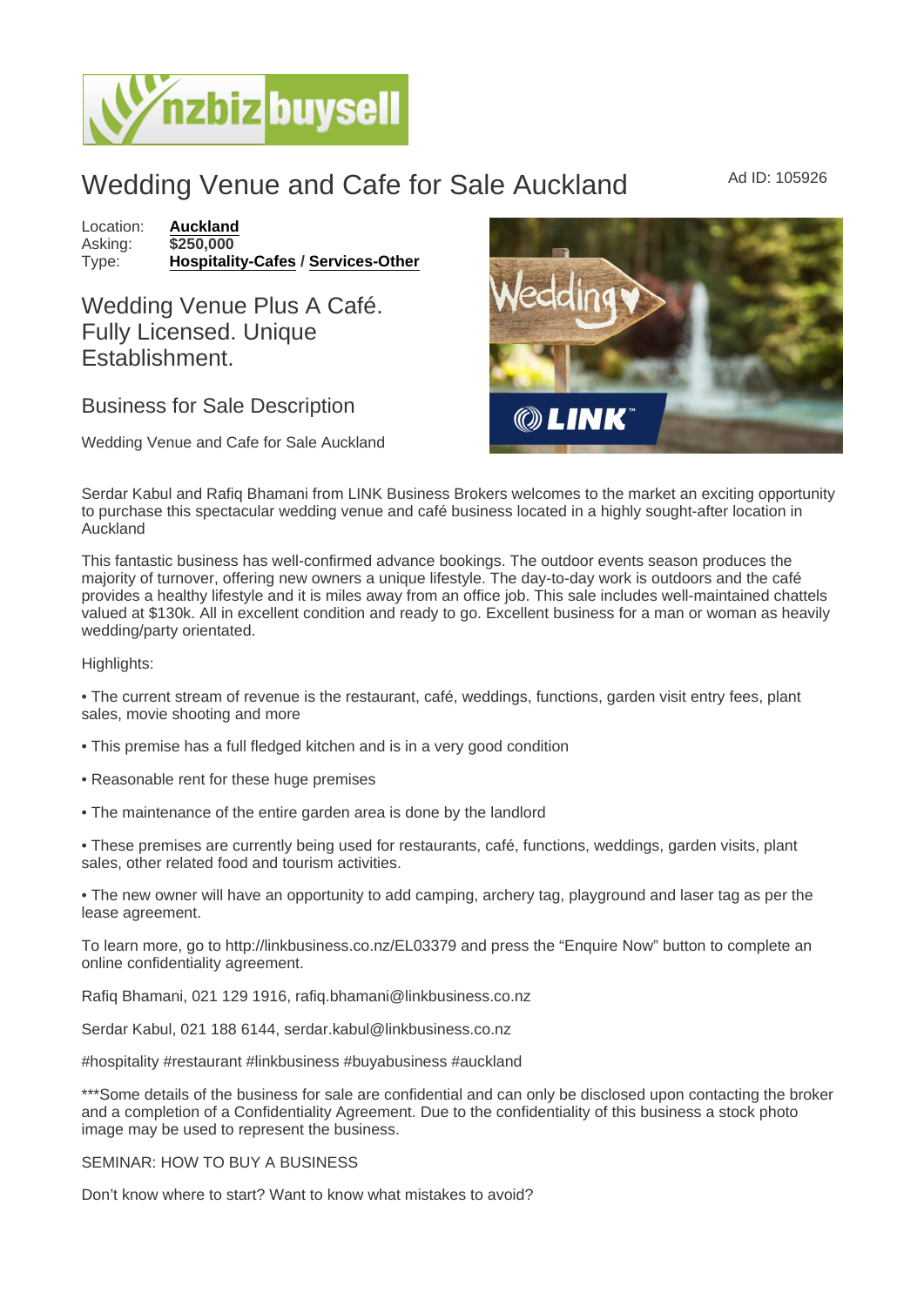# Wedding Venue and Cafe for Sale Auckland

Ad ID: 105926

Location: **Auckland**
Asking: **$250,000**
Type: **Hospitality-Cafes** / **Services-Other**

## Wedding Venue Plus A Café. Fully Licensed. Unique Establishment.

### Business for Sale Description

Wedding Venue and Cafe for Sale Auckland

Serdar Kabul and Rafiq Bhamani from LINK Business Brokers welcomes to the market an exciting opportunity to purchase this spectacular wedding venue and café business located in a highly sought-after location in Auckland

This fantastic business has well-confirmed advance bookings. The outdoor events season produces the majority of turnover, offering new owners a unique lifestyle. The day-to-day work is outdoors and the café provides a healthy lifestyle and it is miles away from an office job. This sale includes well-maintained chattels valued at $130k. All in excellent condition and ready to go. Excellent business for a man or woman as heavily wedding/party orientated.

Highlights:

• The current stream of revenue is the restaurant, café, weddings, functions, garden visit entry fees, plant sales, movie shooting and more

• This premise has a full fledged kitchen and is in a very good condition

• Reasonable rent for these huge premises

• The maintenance of the entire garden area is done by the landlord

• These premises are currently being used for restaurants, café, functions, weddings, garden visits, plant sales, other related food and tourism activities.

• The new owner will have an opportunity to add camping, archery tag, playground and laser tag as per the lease agreement.

To learn more, go to http://linkbusiness.co.nz/EL03379 and press the "Enquire Now" button to complete an online confidentiality agreement.

Rafiq Bhamani, 021 129 1916, rafiq.bhamani@linkbusiness.co.nz

Serdar Kabul, 021 188 6144, serdar.kabul@linkbusiness.co.nz

#hospitality #restaurant #linkbusiness #buyabusiness #auckland

***Some details of the business for sale are confidential and can only be disclosed upon contacting the broker and a completion of a Confidentiality Agreement. Due to the confidentiality of this business a stock photo image may be used to represent the business.

SEMINAR: HOW TO BUY A BUSINESS

Don't know where to start? Want to know what mistakes to avoid?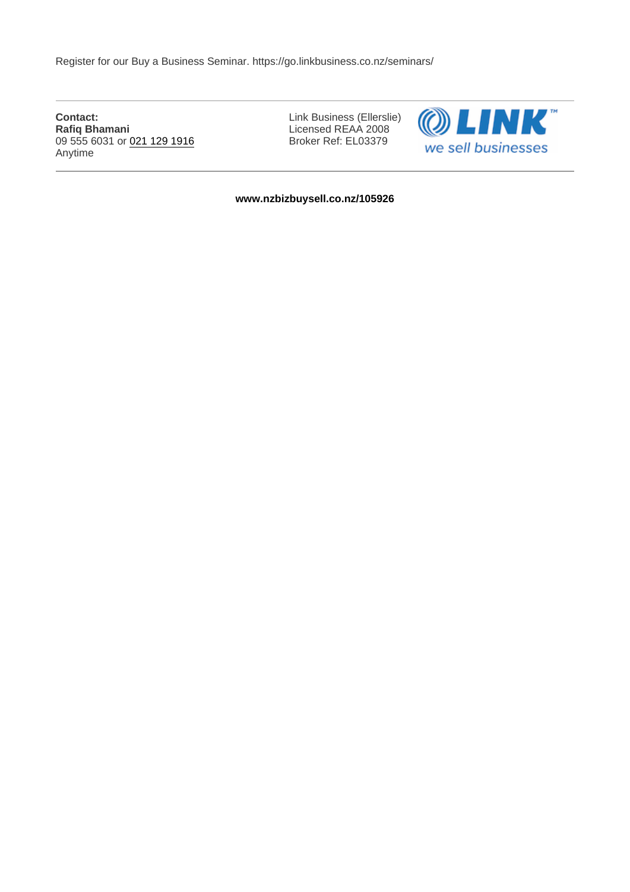Register for our Buy a Business Seminar. https://go.linkbusiness.co.nz/seminars/

---

**Contact:**
**Rafiq Bhamani**
09 555 6031 or 021 129 1916
Anytime

Link Business (Ellerslie)
Licensed REAA 2008
Broker Ref: EL03379

LINK™
we sell businesses

---

**www.nzbizbuysell.co.nz/105926**